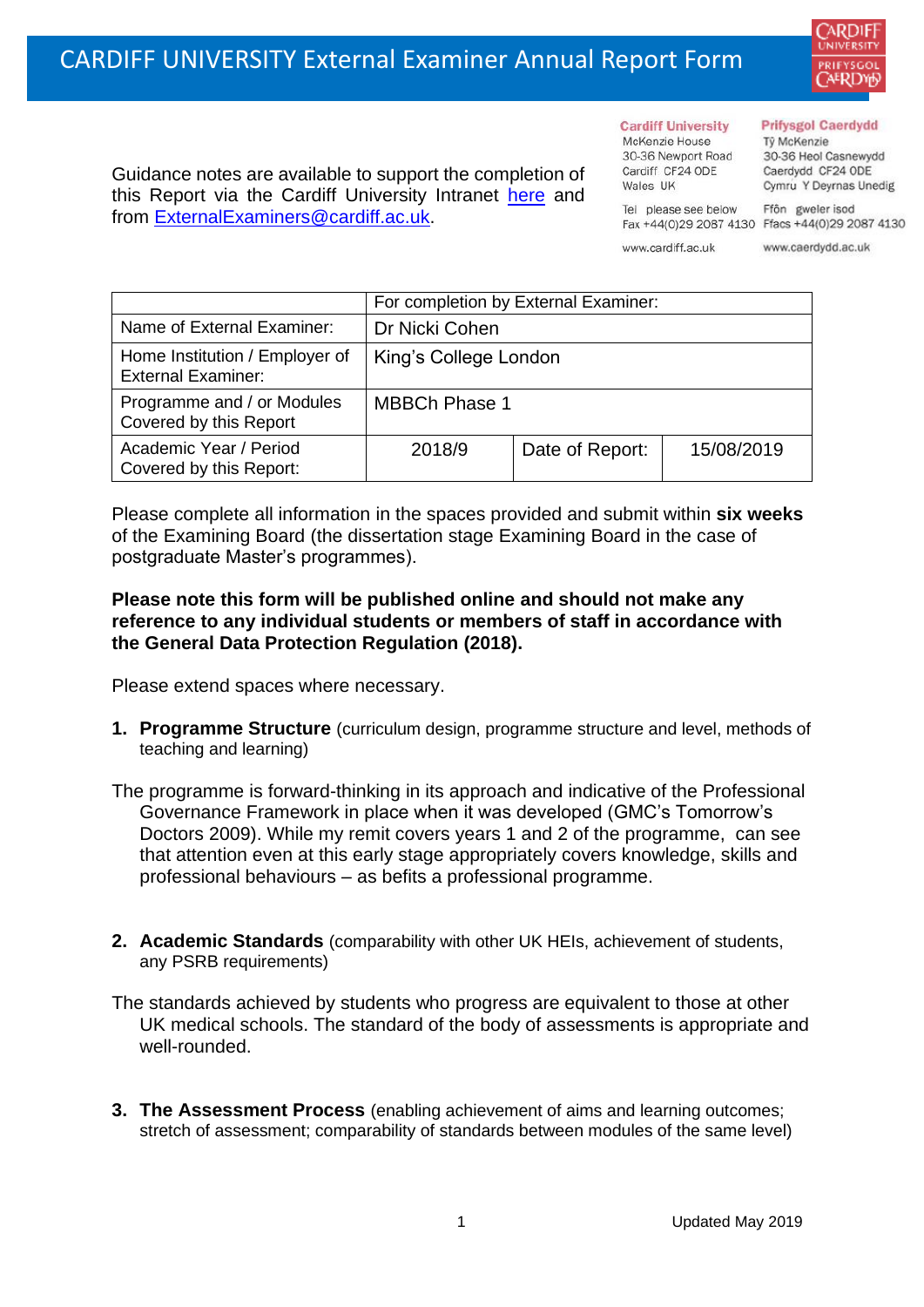# CARDIFF UNIVERSITY External Examiner Annual Report Form

Guidance notes are available to support the completion of this Report via the Cardiff University Intranet here and from ExternalExaminers@cardiff.ac.uk.

**Cardiff University**
McKenzie House
30-36 Newport Road
Cardiff CF24 0DE
Wales UK

Tel please see below
Fax +44(0)29 2087 4130

www.cardiff.ac.uk

**Prifysgol Caerdydd**
Tŷ McKenzie
30-36 Heol Casnewydd
Caerdydd CF24 0DE
Cymru Y Deyrnas Unedig

Ffôn gweler isod
Ffacs +44(0)29 2087 4130

www.caerdydd.ac.uk

| | For completion by External Examiner: | | |
|---|---|---|---|
| Name of External Examiner: | Dr Nicki Cohen | | |
| Home Institution / Employer of External Examiner: | King's College London | | |
| Programme and / or Modules Covered by this Report | MBBCh Phase 1 | | |
| Academic Year / Period Covered by this Report: | 2018/9 | Date of Report: | 15/08/2019 |

Please complete all information in the spaces provided and submit within **six weeks** of the Examining Board (the dissertation stage Examining Board in the case of postgraduate Master's programmes).

**Please note this form will be published online and should not make any reference to any individual students or members of staff in accordance with the General Data Protection Regulation (2018).**

Please extend spaces where necessary.

1. **Programme Structure** (curriculum design, programme structure and level, methods of teaching and learning)

The programme is forward-thinking in its approach and indicative of the Professional Governance Framework in place when it was developed (GMC's Tomorrow's Doctors 2009). While my remit covers years 1 and 2 of the programme, can see that attention even at this early stage appropriately covers knowledge, skills and professional behaviours – as befits a professional programme.

2. **Academic Standards** (comparability with other UK HEIs, achievement of students, any PSRB requirements)

The standards achieved by students who progress are equivalent to those at other UK medical schools. The standard of the body of assessments is appropriate and well-rounded.

3. **The Assessment Process** (enabling achievement of aims and learning outcomes; stretch of assessment; comparability of standards between modules of the same level)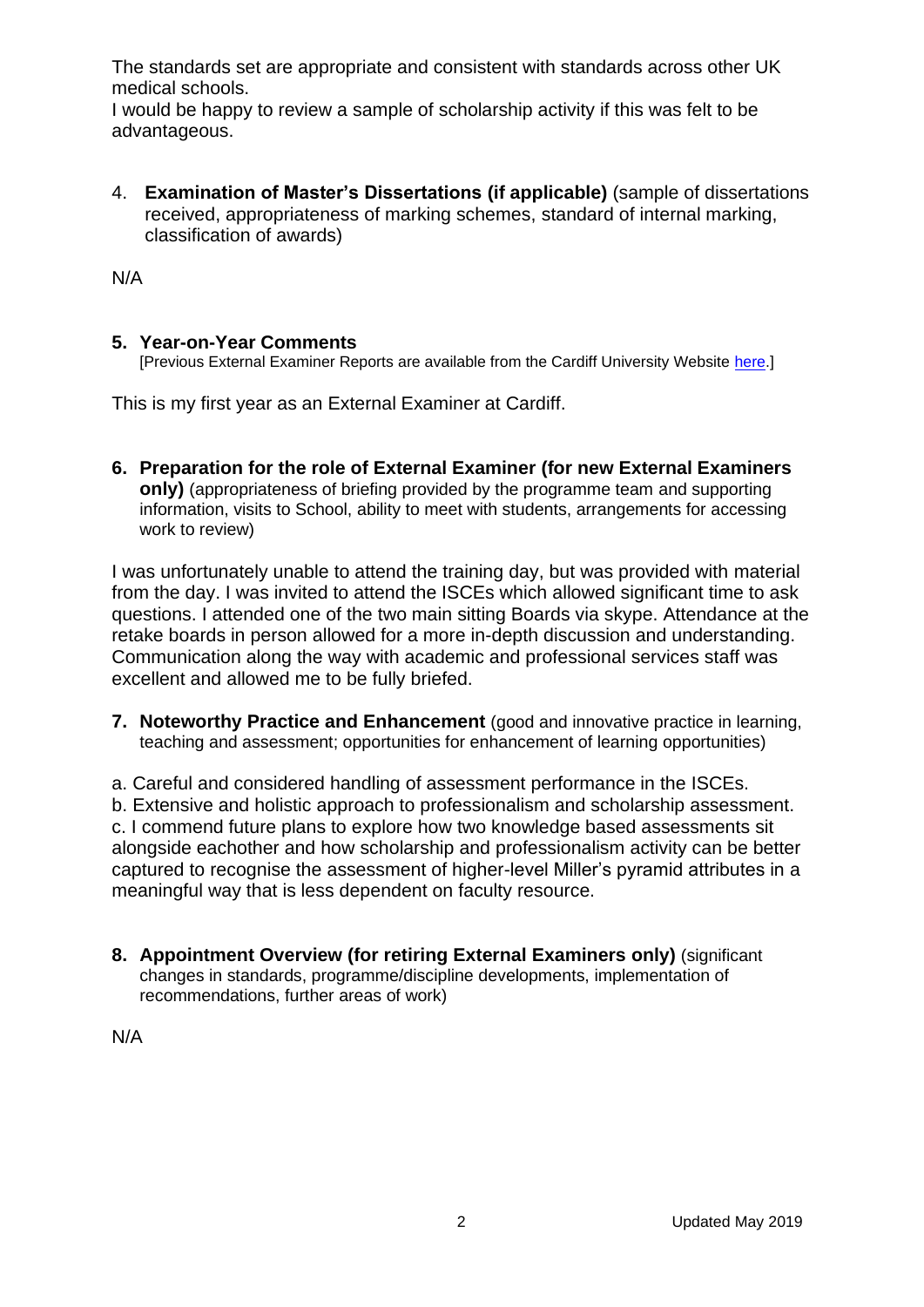The standards set are appropriate and consistent with standards across other UK medical schools.

I would be happy to review a sample of scholarship activity if this was felt to be advantageous.

4. **Examination of Master's Dissertations (if applicable)** (sample of dissertations received, appropriateness of marking schemes, standard of internal marking, classification of awards)

N/A

**5. Year-on-Year Comments**

[Previous External Examiner Reports are available from the Cardiff University Website here.]

This is my first year as an External Examiner at Cardiff.

**6. Preparation for the role of External Examiner (for new External Examiners only)** (appropriateness of briefing provided by the programme team and supporting information, visits to School, ability to meet with students, arrangements for accessing work to review)

I was unfortunately unable to attend the training day, but was provided with material from the day. I was invited to attend the ISCEs which allowed significant time to ask questions. I attended one of the two main sitting Boards via skype. Attendance at the retake boards in person allowed for a more in-depth discussion and understanding. Communication along the way with academic and professional services staff was excellent and allowed me to be fully briefed.

**7. Noteworthy Practice and Enhancement** (good and innovative practice in learning, teaching and assessment; opportunities for enhancement of learning opportunities)

a. Careful and considered handling of assessment performance in the ISCEs.

b. Extensive and holistic approach to professionalism and scholarship assessment.

c. I commend future plans to explore how two knowledge based assessments sit alongside eachother and how scholarship and professionalism activity can be better captured to recognise the assessment of higher-level Miller's pyramid attributes in a meaningful way that is less dependent on faculty resource.

**8. Appointment Overview (for retiring External Examiners only)** (significant changes in standards, programme/discipline developments, implementation of recommendations, further areas of work)

N/A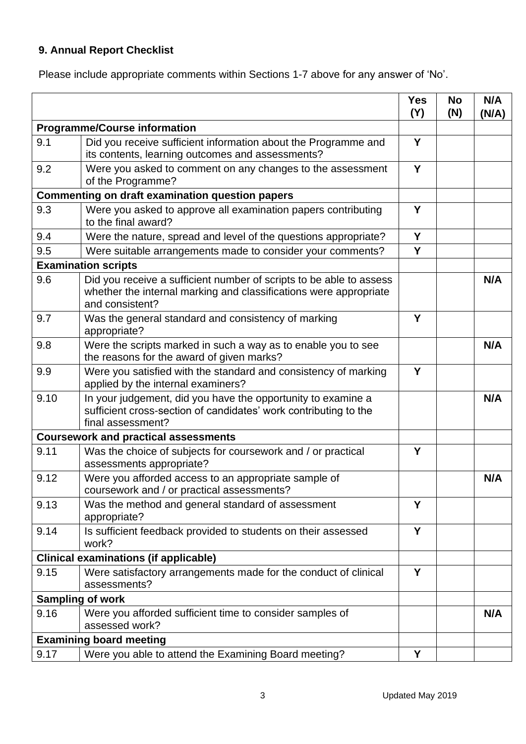### 9. Annual Report Checklist

Please include appropriate comments within Sections 1-7 above for any answer of 'No'.

| | | Yes (Y) | No (N) | N/A (N/A) |
|---|---|---|---|---|
| **Programme/Course information** | | | | |
| 9.1 | Did you receive sufficient information about the Programme and its contents, learning outcomes and assessments? | Y | | |
| 9.2 | Were you asked to comment on any changes to the assessment of the Programme? | Y | | |
| **Commenting on draft examination question papers** | | | | |
| 9.3 | Were you asked to approve all examination papers contributing to the final award? | Y | | |
| 9.4 | Were the nature, spread and level of the questions appropriate? | Y | | |
| 9.5 | Were suitable arrangements made to consider your comments? | Y | | |
| **Examination scripts** | | | | |
| 9.6 | Did you receive a sufficient number of scripts to be able to assess whether the internal marking and classifications were appropriate and consistent? | | | N/A |
| 9.7 | Was the general standard and consistency of marking appropriate? | Y | | |
| 9.8 | Were the scripts marked in such a way as to enable you to see the reasons for the award of given marks? | | | N/A |
| 9.9 | Were you satisfied with the standard and consistency of marking applied by the internal examiners? | Y | | |
| 9.10 | In your judgement, did you have the opportunity to examine a sufficient cross-section of candidates' work contributing to the final assessment? | | | N/A |
| **Coursework and practical assessments** | | | | |
| 9.11 | Was the choice of subjects for coursework and / or practical assessments appropriate? | Y | | |
| 9.12 | Were you afforded access to an appropriate sample of coursework and / or practical assessments? | | | N/A |
| 9.13 | Was the method and general standard of assessment appropriate? | Y | | |
| 9.14 | Is sufficient feedback provided to students on their assessed work? | Y | | |
| **Clinical examinations (if applicable)** | | | | |
| 9.15 | Were satisfactory arrangements made for the conduct of clinical assessments? | Y | | |
| **Sampling of work** | | | | |
| 9.16 | Were you afforded sufficient time to consider samples of assessed work? | | | N/A |
| **Examining board meeting** | | | | |
| 9.17 | Were you able to attend the Examining Board meeting? | Y | | |

Updated May 2019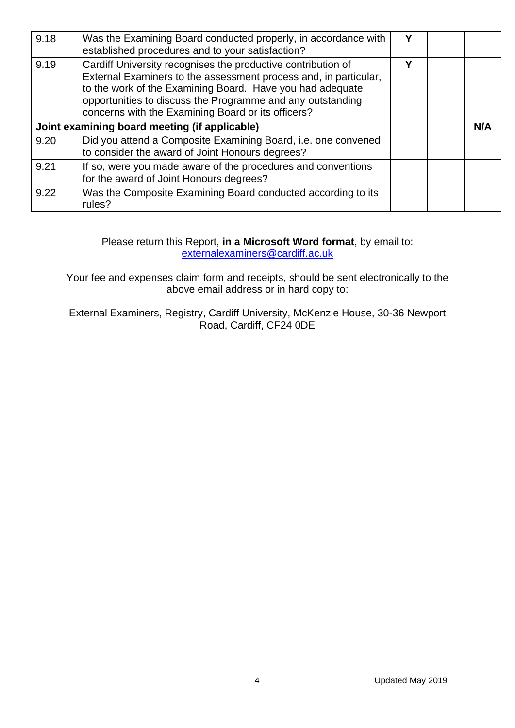| | | | | |
|---|---|---|---|---|
| 9.18 | Was the Examining Board conducted properly, in accordance with established procedures and to your satisfaction? | Y | | |
| 9.19 | Cardiff University recognises the productive contribution of External Examiners to the assessment process and, in particular, to the work of the Examining Board. Have you had adequate opportunities to discuss the Programme and any outstanding concerns with the Examining Board or its officers? | Y | | |
| **Joint examining board meeting (if applicable)** | | | | **N/A** |
| 9.20 | Did you attend a Composite Examining Board, i.e. one convened to consider the award of Joint Honours degrees? | | | |
| 9.21 | If so, were you made aware of the procedures and conventions for the award of Joint Honours degrees? | | | |
| 9.22 | Was the Composite Examining Board conducted according to its rules? | | | |

Please return this Report, **in a Microsoft Word format**, by email to: externalexaminers@cardiff.ac.uk

Your fee and expenses claim form and receipts, should be sent electronically to the above email address or in hard copy to:

External Examiners, Registry, Cardiff University, McKenzie House, 30-36 Newport Road, Cardiff, CF24 0DE

Updated May 2019